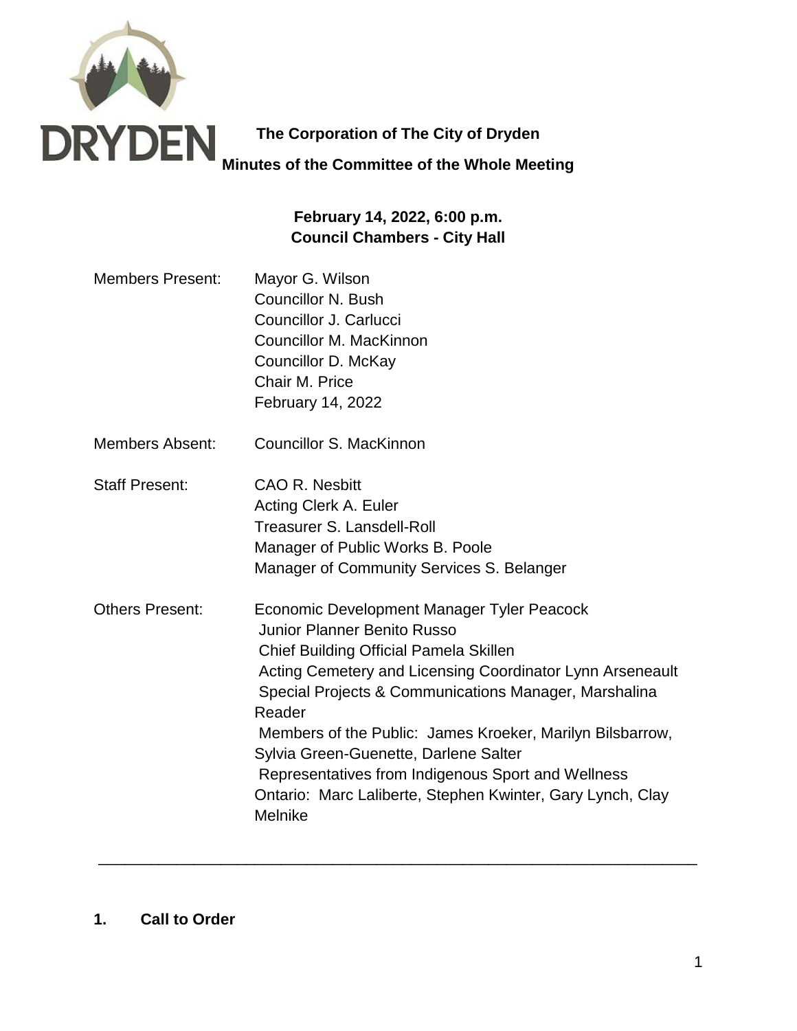# The Corporation of The City of Dryden

## Minutes of the Committee of the Whole Meeting

**February 14, 2022, 6:00 p.m.**
**Council Chambers - City Hall**

| | |
|---|---|
| Members Present: | Mayor G. Wilson<br>Councillor N. Bush<br>Councillor J. Carlucci<br>Councillor M. MacKinnon<br>Councillor D. McKay<br>Chair M. Price<br>February 14, 2022 |
| Members Absent: | Councillor S. MacKinnon |
| Staff Present: | CAO R. Nesbitt<br>Acting Clerk A. Euler<br>Treasurer S. Lansdell-Roll<br>Manager of Public Works B. Poole<br>Manager of Community Services S. Belanger |
| Others Present: | Economic Development Manager Tyler Peacock<br>Junior Planner Benito Russo<br>Chief Building Official Pamela Skillen<br>Acting Cemetery and Licensing Coordinator Lynn Arseneault<br>Special Projects & Communications Manager, Marshalina Reader<br>Members of the Public: James Kroeker, Marilyn Bilsbarrow, Sylvia Green-Guenette, Darlene Salter<br>Representatives from Indigenous Sport and Wellness Ontario: Marc Laliberte, Stephen Kwinter, Gary Lynch, Clay Melnike |

---

## 1. Call to Order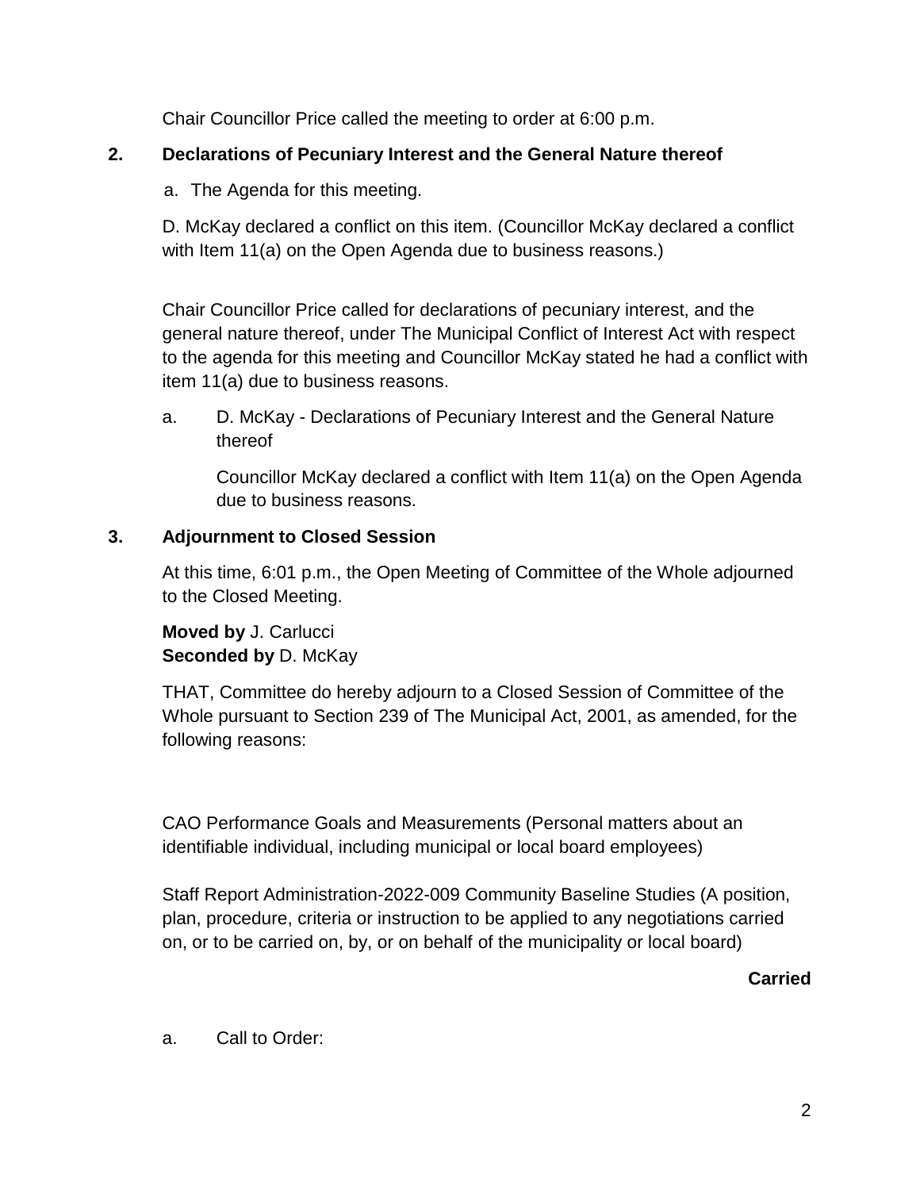Chair Councillor Price called the meeting to order at 6:00 p.m.

## 2. Declarations of Pecuniary Interest and the General Nature thereof

a. The Agenda for this meeting.

D. McKay declared a conflict on this item. (Councillor McKay declared a conflict with Item 11(a) on the Open Agenda due to business reasons.)

Chair Councillor Price called for declarations of pecuniary interest, and the general nature thereof, under The Municipal Conflict of Interest Act with respect to the agenda for this meeting and Councillor McKay stated he had a conflict with item 11(a) due to business reasons.

a. D. McKay - Declarations of Pecuniary Interest and the General Nature thereof

   Councillor McKay declared a conflict with Item 11(a) on the Open Agenda due to business reasons.

## 3. Adjournment to Closed Session

At this time, 6:01 p.m., the Open Meeting of Committee of the Whole adjourned to the Closed Meeting.

**Moved by** J. Carlucci
**Seconded by** D. McKay

THAT, Committee do hereby adjourn to a Closed Session of Committee of the Whole pursuant to Section 239 of The Municipal Act, 2001, as amended, for the following reasons:

CAO Performance Goals and Measurements (Personal matters about an identifiable individual, including municipal or local board employees)

Staff Report Administration-2022-009 Community Baseline Studies (A position, plan, procedure, criteria or instruction to be applied to any negotiations carried on, or to be carried on, by, or on behalf of the municipality or local board)

**Carried**

a. Call to Order: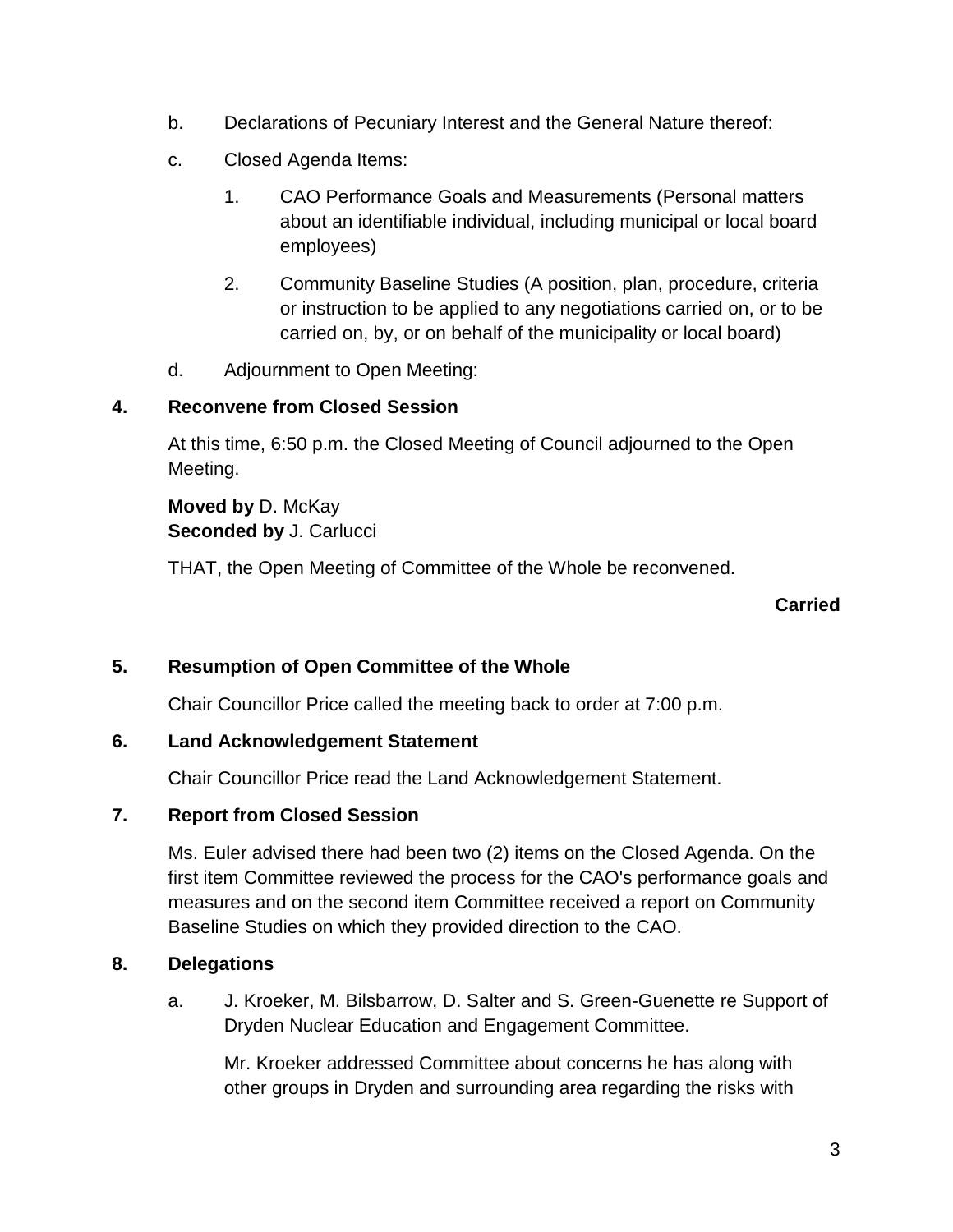b. Declarations of Pecuniary Interest and the General Nature thereof:

c. Closed Agenda Items:

   1. CAO Performance Goals and Measurements (Personal matters about an identifiable individual, including municipal or local board employees)

   2. Community Baseline Studies (A position, plan, procedure, criteria or instruction to be applied to any negotiations carried on, or to be carried on, by, or on behalf of the municipality or local board)

d. Adjournment to Open Meeting:

## 4. Reconvene from Closed Session

At this time, 6:50 p.m. the Closed Meeting of Council adjourned to the Open Meeting.

**Moved by** D. McKay
**Seconded by** J. Carlucci

THAT, the Open Meeting of Committee of the Whole be reconvened.

**Carried**

## 5. Resumption of Open Committee of the Whole

Chair Councillor Price called the meeting back to order at 7:00 p.m.

## 6. Land Acknowledgement Statement

Chair Councillor Price read the Land Acknowledgement Statement.

## 7. Report from Closed Session

Ms. Euler advised there had been two (2) items on the Closed Agenda. On the first item Committee reviewed the process for the CAO's performance goals and measures and on the second item Committee received a report on Community Baseline Studies on which they provided direction to the CAO.

## 8. Delegations

a. J. Kroeker, M. Bilsbarrow, D. Salter and S. Green-Guenette re Support of Dryden Nuclear Education and Engagement Committee.

   Mr. Kroeker addressed Committee about concerns he has along with other groups in Dryden and surrounding area regarding the risks with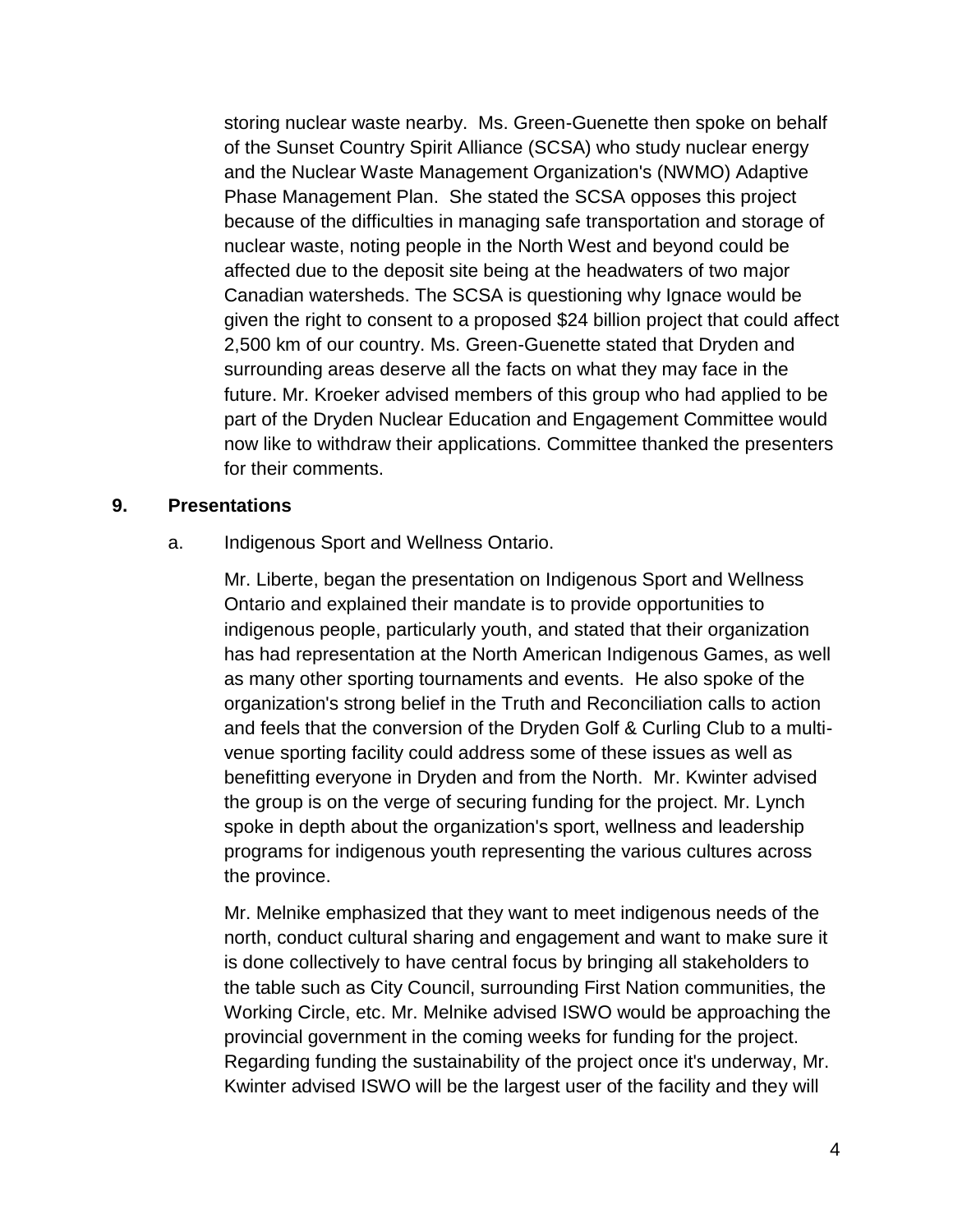storing nuclear waste nearby. Ms. Green-Guenette then spoke on behalf of the Sunset Country Spirit Alliance (SCSA) who study nuclear energy and the Nuclear Waste Management Organization's (NWMO) Adaptive Phase Management Plan. She stated the SCSA opposes this project because of the difficulties in managing safe transportation and storage of nuclear waste, noting people in the North West and beyond could be affected due to the deposit site being at the headwaters of two major Canadian watersheds. The SCSA is questioning why Ignace would be given the right to consent to a proposed $24 billion project that could affect 2,500 km of our country. Ms. Green-Guenette stated that Dryden and surrounding areas deserve all the facts on what they may face in the future. Mr. Kroeker advised members of this group who had applied to be part of the Dryden Nuclear Education and Engagement Committee would now like to withdraw their applications. Committee thanked the presenters for their comments.

## 9. Presentations

a. Indigenous Sport and Wellness Ontario.

Mr. Liberte, began the presentation on Indigenous Sport and Wellness Ontario and explained their mandate is to provide opportunities to indigenous people, particularly youth, and stated that their organization has had representation at the North American Indigenous Games, as well as many other sporting tournaments and events. He also spoke of the organization's strong belief in the Truth and Reconciliation calls to action and feels that the conversion of the Dryden Golf & Curling Club to a multi-venue sporting facility could address some of these issues as well as benefitting everyone in Dryden and from the North. Mr. Kwinter advised the group is on the verge of securing funding for the project. Mr. Lynch spoke in depth about the organization's sport, wellness and leadership programs for indigenous youth representing the various cultures across the province.

Mr. Melnike emphasized that they want to meet indigenous needs of the north, conduct cultural sharing and engagement and want to make sure it is done collectively to have central focus by bringing all stakeholders to the table such as City Council, surrounding First Nation communities, the Working Circle, etc. Mr. Melnike advised ISWO would be approaching the provincial government in the coming weeks for funding for the project. Regarding funding the sustainability of the project once it's underway, Mr. Kwinter advised ISWO will be the largest user of the facility and they will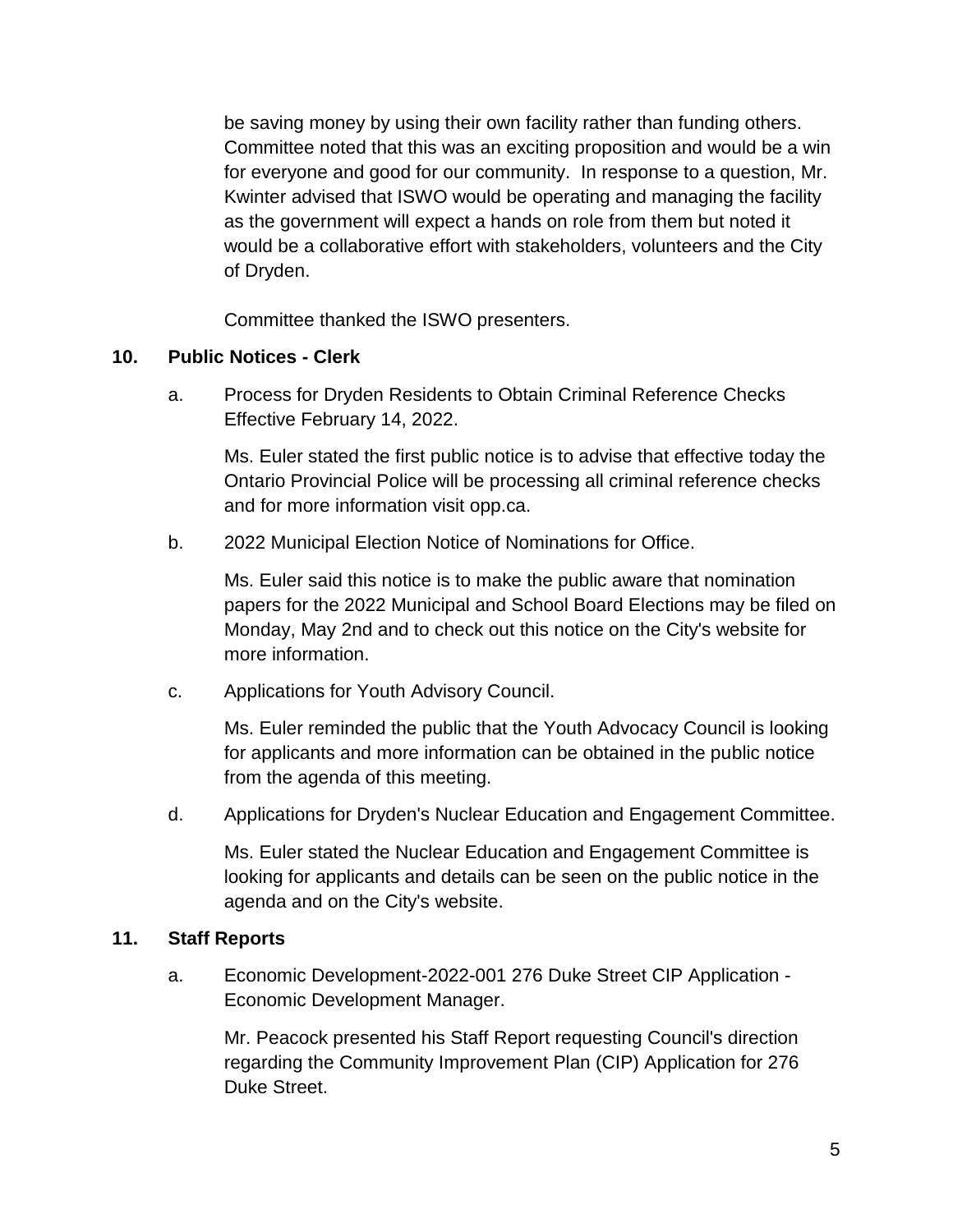be saving money by using their own facility rather than funding others. Committee noted that this was an exciting proposition and would be a win for everyone and good for our community. In response to a question, Mr. Kwinter advised that ISWO would be operating and managing the facility as the government will expect a hands on role from them but noted it would be a collaborative effort with stakeholders, volunteers and the City of Dryden.

Committee thanked the ISWO presenters.

**10. Public Notices - Clerk**

a. Process for Dryden Residents to Obtain Criminal Reference Checks Effective February 14, 2022.

Ms. Euler stated the first public notice is to advise that effective today the Ontario Provincial Police will be processing all criminal reference checks and for more information visit opp.ca.

b. 2022 Municipal Election Notice of Nominations for Office.

Ms. Euler said this notice is to make the public aware that nomination papers for the 2022 Municipal and School Board Elections may be filed on Monday, May 2nd and to check out this notice on the City's website for more information.

c. Applications for Youth Advisory Council.

Ms. Euler reminded the public that the Youth Advocacy Council is looking for applicants and more information can be obtained in the public notice from the agenda of this meeting.

d. Applications for Dryden's Nuclear Education and Engagement Committee.

Ms. Euler stated the Nuclear Education and Engagement Committee is looking for applicants and details can be seen on the public notice in the agenda and on the City's website.

**11. Staff Reports**

a. Economic Development-2022-001 276 Duke Street CIP Application - Economic Development Manager.

Mr. Peacock presented his Staff Report requesting Council's direction regarding the Community Improvement Plan (CIP) Application for 276 Duke Street.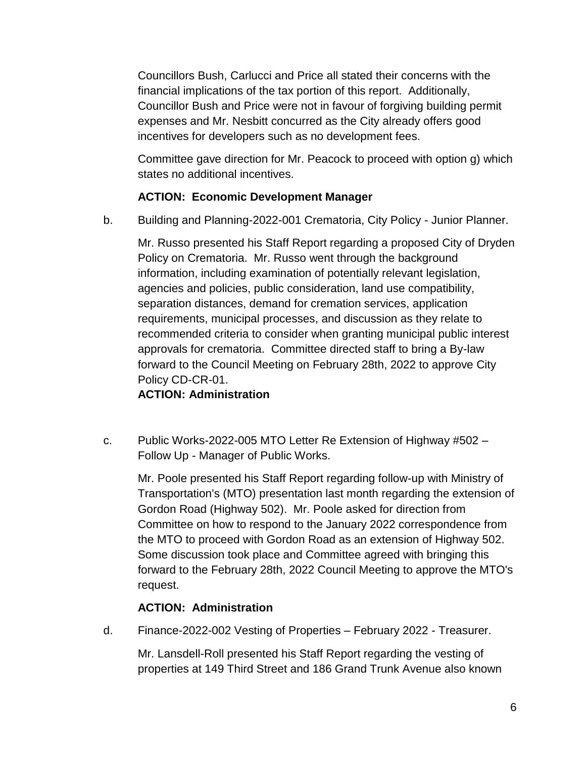Councillors Bush, Carlucci and Price all stated their concerns with the financial implications of the tax portion of this report. Additionally, Councillor Bush and Price were not in favour of forgiving building permit expenses and Mr. Nesbitt concurred as the City already offers good incentives for developers such as no development fees.

Committee gave direction for Mr. Peacock to proceed with option g) which states no additional incentives.

**ACTION: Economic Development Manager**

b. Building and Planning-2022-001 Crematoria, City Policy - Junior Planner.

Mr. Russo presented his Staff Report regarding a proposed City of Dryden Policy on Crematoria. Mr. Russo went through the background information, including examination of potentially relevant legislation, agencies and policies, public consideration, land use compatibility, separation distances, demand for cremation services, application requirements, municipal processes, and discussion as they relate to recommended criteria to consider when granting municipal public interest approvals for crematoria. Committee directed staff to bring a By-law forward to the Council Meeting on February 28th, 2022 to approve City Policy CD-CR-01.
**ACTION: Administration**

c. Public Works-2022-005 MTO Letter Re Extension of Highway #502 – Follow Up - Manager of Public Works.

Mr. Poole presented his Staff Report regarding follow-up with Ministry of Transportation's (MTO) presentation last month regarding the extension of Gordon Road (Highway 502). Mr. Poole asked for direction from Committee on how to respond to the January 2022 correspondence from the MTO to proceed with Gordon Road as an extension of Highway 502. Some discussion took place and Committee agreed with bringing this forward to the February 28th, 2022 Council Meeting to approve the MTO's request.

**ACTION: Administration**

d. Finance-2022-002 Vesting of Properties – February 2022 - Treasurer.

Mr. Lansdell-Roll presented his Staff Report regarding the vesting of properties at 149 Third Street and 186 Grand Trunk Avenue also known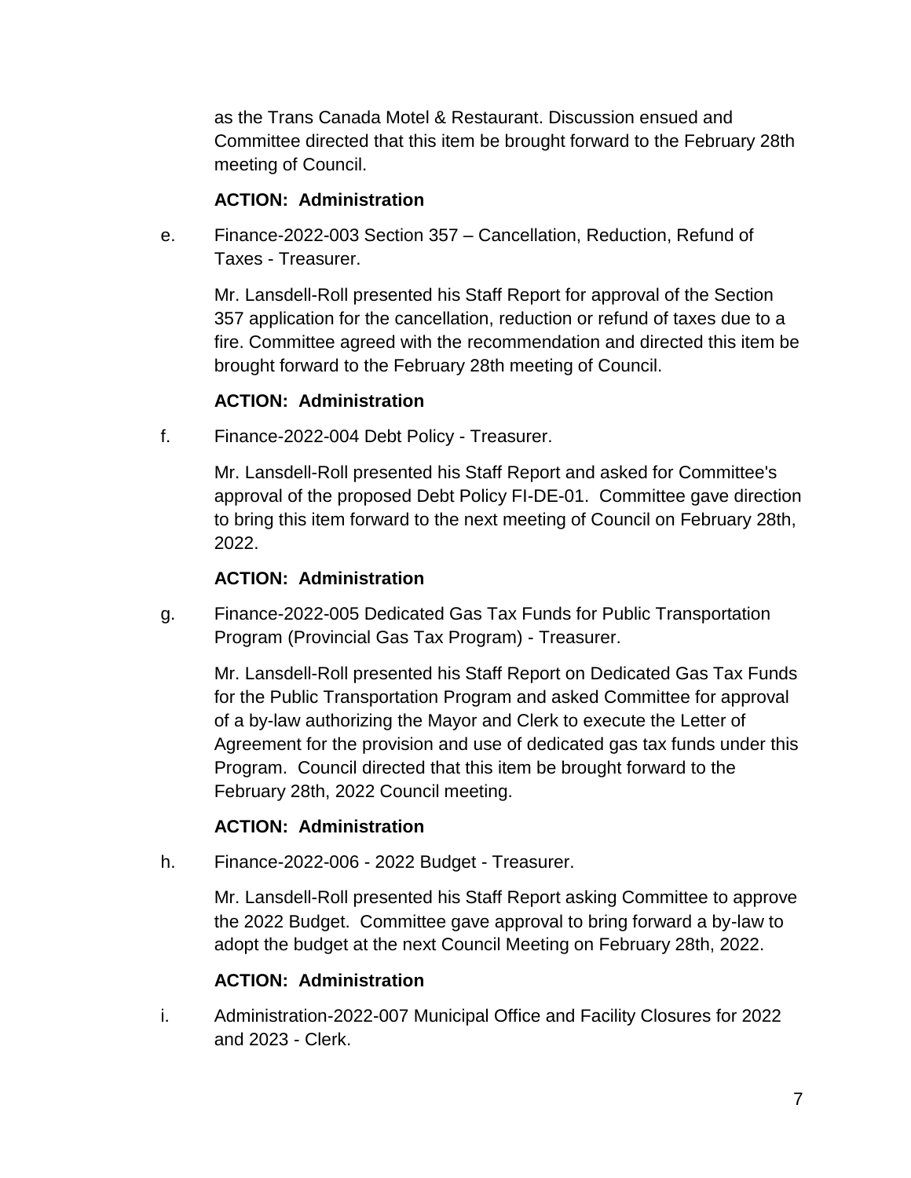as the Trans Canada Motel & Restaurant. Discussion ensued and Committee directed that this item be brought forward to the February 28th meeting of Council.

**ACTION: Administration**

e. Finance-2022-003 Section 357 – Cancellation, Reduction, Refund of Taxes - Treasurer.

Mr. Lansdell-Roll presented his Staff Report for approval of the Section 357 application for the cancellation, reduction or refund of taxes due to a fire. Committee agreed with the recommendation and directed this item be brought forward to the February 28th meeting of Council.

**ACTION: Administration**

f. Finance-2022-004 Debt Policy - Treasurer.

Mr. Lansdell-Roll presented his Staff Report and asked for Committee's approval of the proposed Debt Policy FI-DE-01. Committee gave direction to bring this item forward to the next meeting of Council on February 28th, 2022.

**ACTION: Administration**

g. Finance-2022-005 Dedicated Gas Tax Funds for Public Transportation Program (Provincial Gas Tax Program) - Treasurer.

Mr. Lansdell-Roll presented his Staff Report on Dedicated Gas Tax Funds for the Public Transportation Program and asked Committee for approval of a by-law authorizing the Mayor and Clerk to execute the Letter of Agreement for the provision and use of dedicated gas tax funds under this Program. Council directed that this item be brought forward to the February 28th, 2022 Council meeting.

**ACTION: Administration**

h. Finance-2022-006 - 2022 Budget - Treasurer.

Mr. Lansdell-Roll presented his Staff Report asking Committee to approve the 2022 Budget. Committee gave approval to bring forward a by-law to adopt the budget at the next Council Meeting on February 28th, 2022.

**ACTION: Administration**

i. Administration-2022-007 Municipal Office and Facility Closures for 2022 and 2023 - Clerk.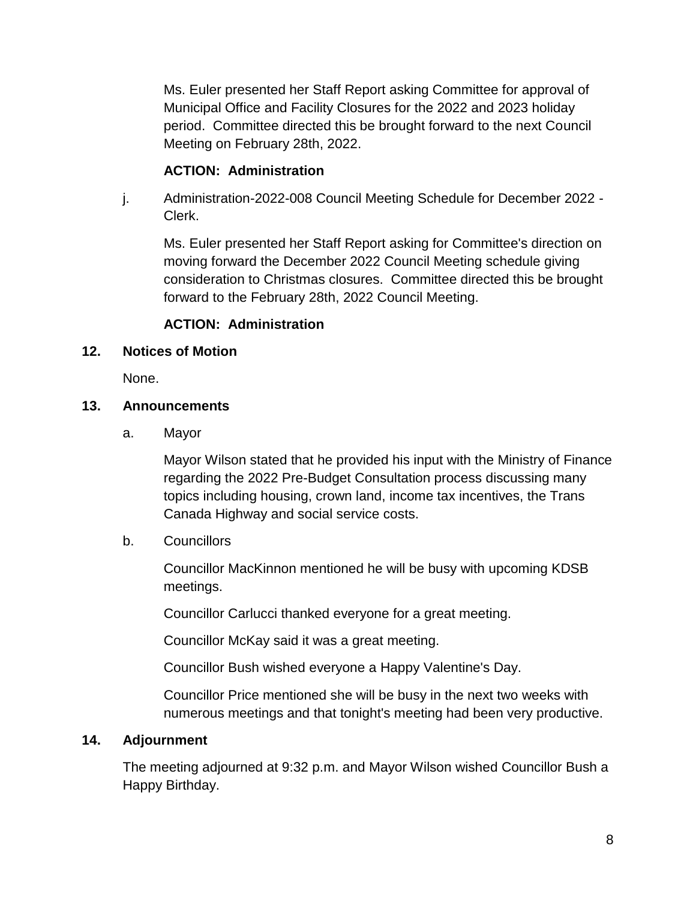Ms. Euler presented her Staff Report asking Committee for approval of Municipal Office and Facility Closures for the 2022 and 2023 holiday period. Committee directed this be brought forward to the next Council Meeting on February 28th, 2022.

**ACTION: Administration**

j. Administration-2022-008 Council Meeting Schedule for December 2022 - Clerk.

Ms. Euler presented her Staff Report asking for Committee's direction on moving forward the December 2022 Council Meeting schedule giving consideration to Christmas closures. Committee directed this be brought forward to the February 28th, 2022 Council Meeting.

**ACTION: Administration**

**12. Notices of Motion**

None.

**13. Announcements**

a. Mayor

Mayor Wilson stated that he provided his input with the Ministry of Finance regarding the 2022 Pre-Budget Consultation process discussing many topics including housing, crown land, income tax incentives, the Trans Canada Highway and social service costs.

b. Councillors

Councillor MacKinnon mentioned he will be busy with upcoming KDSB meetings.

Councillor Carlucci thanked everyone for a great meeting.

Councillor McKay said it was a great meeting.

Councillor Bush wished everyone a Happy Valentine's Day.

Councillor Price mentioned she will be busy in the next two weeks with numerous meetings and that tonight's meeting had been very productive.

**14. Adjournment**

The meeting adjourned at 9:32 p.m. and Mayor Wilson wished Councillor Bush a Happy Birthday.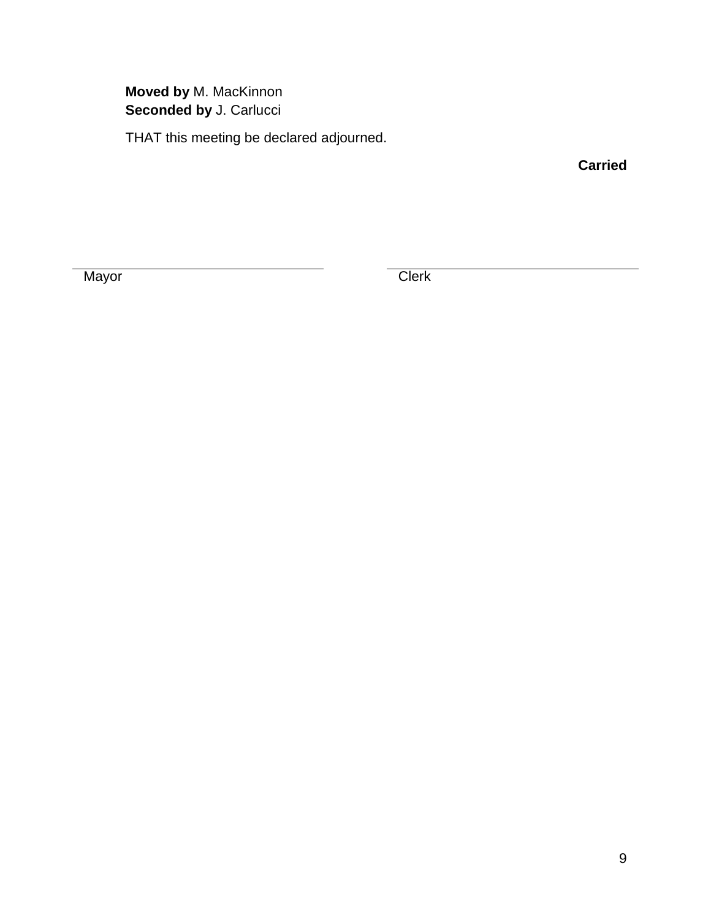**Moved by** M. MacKinnon
**Seconded by** J. Carlucci

THAT this meeting be declared adjourned.

**Carried**

Mayor

Clerk